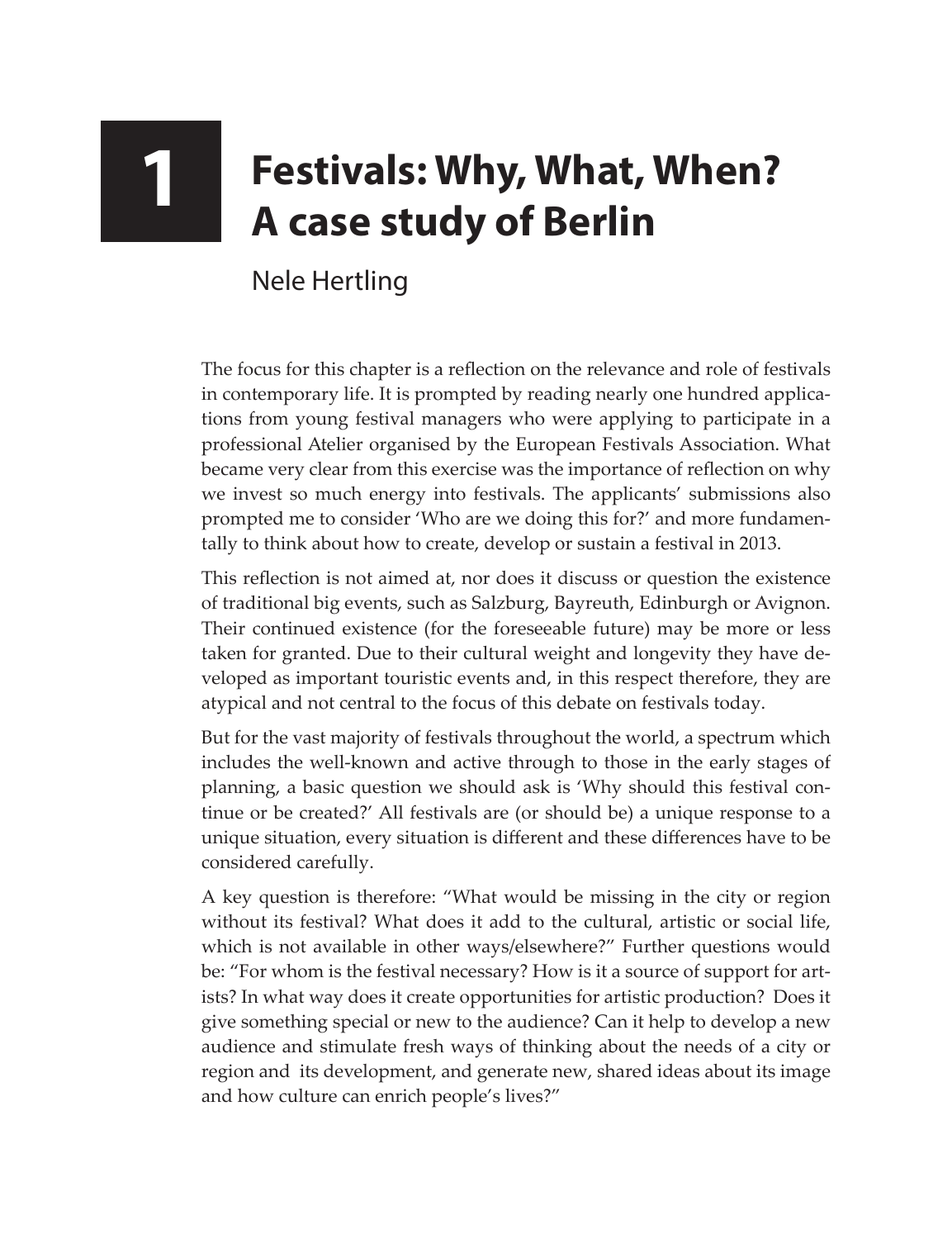# 1 Festivals: Why, What, When? A case study of Berlin

Nele Hertling

The focus for this chapter is a reflection on the relevance and role of festivals in contemporary life. It is prompted by reading nearly one hundred applications from young festival managers who were applying to participate in a professional Atelier organised by the European Festivals Association. What became very clear from this exercise was the importance of reflection on why we invest so much energy into festivals. The applicants' submissions also prompted me to consider 'Who are we doing this for?' and more fundamentally to think about how to create, develop or sustain a festival in 2013.

This reflection is not aimed at, nor does it discuss or question the existence of traditional big events, such as Salzburg, Bayreuth, Edinburgh or Avignon. Their continued existence (for the foreseeable future) may be more or less taken for granted. Due to their cultural weight and longevity they have developed as important touristic events and, in this respect therefore, they are atypical and not central to the focus of this debate on festivals today.

But for the vast majority of festivals throughout the world, a spectrum which includes the well-known and active through to those in the early stages of planning, a basic question we should ask is 'Why should this festival continue or be created?' All festivals are (or should be) a unique response to a unique situation, every situation is different and these differences have to be considered carefully.

A key question is therefore: "What would be missing in the city or region without its festival? What does it add to the cultural, artistic or social life, which is not available in other ways/elsewhere?" Further questions would be: "For whom is the festival necessary? How is it a source of support for artists? In what way does it create opportunities for artistic production? Does it give something special or new to the audience? Can it help to develop a new audience and stimulate fresh ways of thinking about the needs of a city or region and its development, and generate new, shared ideas about its image and how culture can enrich people's lives?"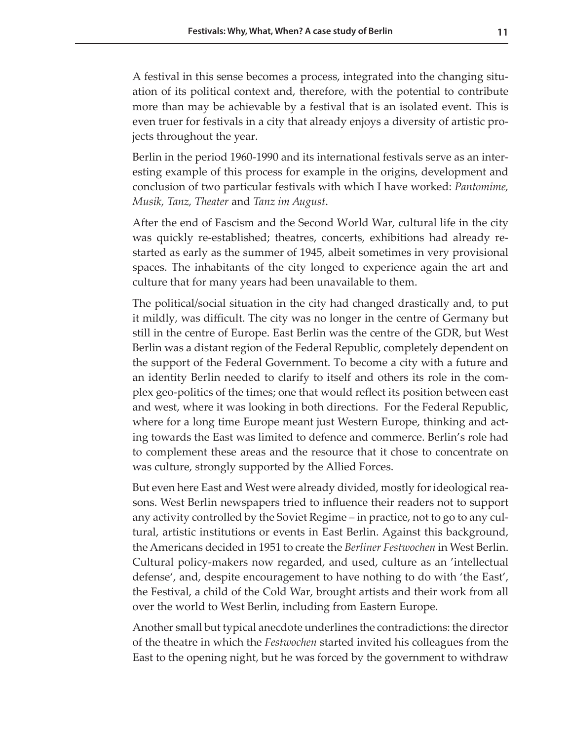A festival in this sense becomes a process, integrated into the changing situation of its political context and, therefore, with the potential to contribute more than may be achievable by a festival that is an isolated event. This is even truer for festivals in a city that already enjoys a diversity of artistic projects throughout the year.

Berlin in the period 1960-1990 and its international festivals serve as an interesting example of this process for example in the origins, development and conclusion of two particular festivals with which I have worked: *Pantomime, Musik, Tanz, Theater* and *Tanz im August*.

After the end of Fascism and the Second World War, cultural life in the city was quickly re-established; theatres, concerts, exhibitions had already restarted as early as the summer of 1945, albeit sometimes in very provisional spaces. The inhabitants of the city longed to experience again the art and culture that for many years had been unavailable to them.

The political/social situation in the city had changed drastically and, to put it mildly, was difficult. The city was no longer in the centre of Germany but still in the centre of Europe. East Berlin was the centre of the GDR, but West Berlin was a distant region of the Federal Republic, completely dependent on the support of the Federal Government. To become a city with a future and an identity Berlin needed to clarify to itself and others its role in the complex geo-politics of the times; one that would reflect its position between east and west, where it was looking in both directions. For the Federal Republic, where for a long time Europe meant just Western Europe, thinking and acting towards the East was limited to defence and commerce. Berlin's role had to complement these areas and the resource that it chose to concentrate on was culture, strongly supported by the Allied Forces.

But even here East and West were already divided, mostly for ideological reasons. West Berlin newspapers tried to influence their readers not to support any activity controlled by the Soviet Regime – in practice, not to go to any cultural, artistic institutions or events in East Berlin. Against this background, the Americans decided in 1951 to create the *Berliner Festwochen* in West Berlin. Cultural policy-makers now regarded, and used, culture as an 'intellectual defense', and, despite encouragement to have nothing to do with 'the East', the Festival, a child of the Cold War, brought artists and their work from all over the world to West Berlin, including from Eastern Europe.

Another small but typical anecdote underlines the contradictions: the director of the theatre in which the *Festwochen* started invited his colleagues from the East to the opening night, but he was forced by the government to withdraw